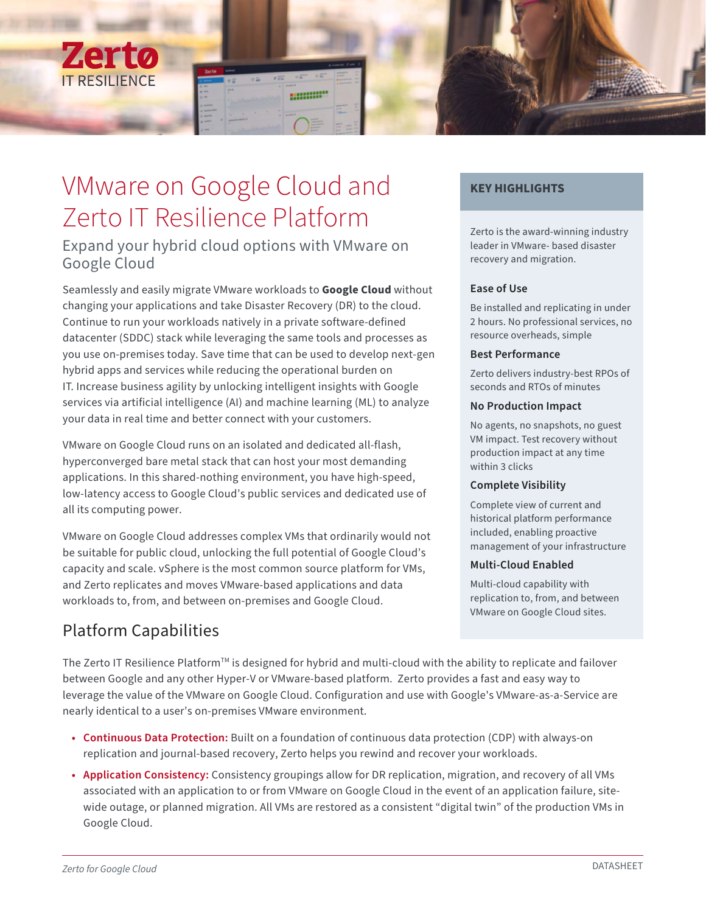# VMware on Google Cloud and Zerto IT Resilience Platform

## Expand your hybrid cloud options with VMware on Google Cloud

Seamlessly and easily migrate VMware workloads to **Google Cloud** without changing your applications and take Disaster Recovery (DR) to the cloud. Continue to run your workloads natively in a private software-defined datacenter (SDDC) stack while leveraging the same tools and processes as you use on-premises today. Save time that can be used to develop next-gen hybrid apps and services while reducing the operational burden on IT. Increase business agility by unlocking intelligent insights with Google services via artificial intelligence (AI) and machine learning (ML) to analyze your data in real time and better connect with your customers.

VMware on Google Cloud runs on an isolated and dedicated all-flash, hyperconverged bare metal stack that can host your most demanding applications. In this shared-nothing environment, you have high-speed, low-latency access to Google Cloud's public services and dedicated use of all its computing power.

VMware on Google Cloud addresses complex VMs that ordinarily would not be suitable for public cloud, unlocking the full potential of Google Cloud's capacity and scale. vSphere is the most common source platform for VMs, and Zerto replicates and moves VMware-based applications and data workloads to, from, and between on-premises and Google Cloud.

### KEY HIGHLIGHTS

Zerto is the award-winning industry leader in VMware- based disaster recovery and migration.

**Ease of Use**

Be installed and replicating in under 2 hours. No professional services, no resource overheads, simple

**Best Performance**

Zerto delivers industry-best RPOs of seconds and RTOs of minutes

**No Production Impact**

No agents, no snapshots, no guest VM impact. Test recovery without production impact at any time within 3 clicks

**Complete Visibility**

Complete view of current and historical platform performance included, enabling proactive management of your infrastructure

**Multi-Cloud Enabled**

Multi-cloud capability with replication to, from, and between VMware on Google Cloud sites.

## Platform Capabilities

The Zerto IT Resilience Platform™ is designed for hybrid and multi-cloud with the ability to replicate and failover between Google and any other Hyper-V or VMware-based platform. Zerto provides a fast and easy way to leverage the value of the VMware on Google Cloud. Configuration and use with Google's VMware-as-a-Service are nearly identical to a user's on-premises VMware environment.

- **Continuous Data Protection:** Built on a foundation of continuous data protection (CDP) with always-on replication and journal-based recovery, Zerto helps you rewind and recover your workloads.
- **Application Consistency:** Consistency groupings allow for DR replication, migration, and recovery of all VMs associated with an application to or from VMware on Google Cloud in the event of an application failure, site-wide outage, or planned migration. All VMs are restored as a consistent "digital twin" of the production VMs in Google Cloud.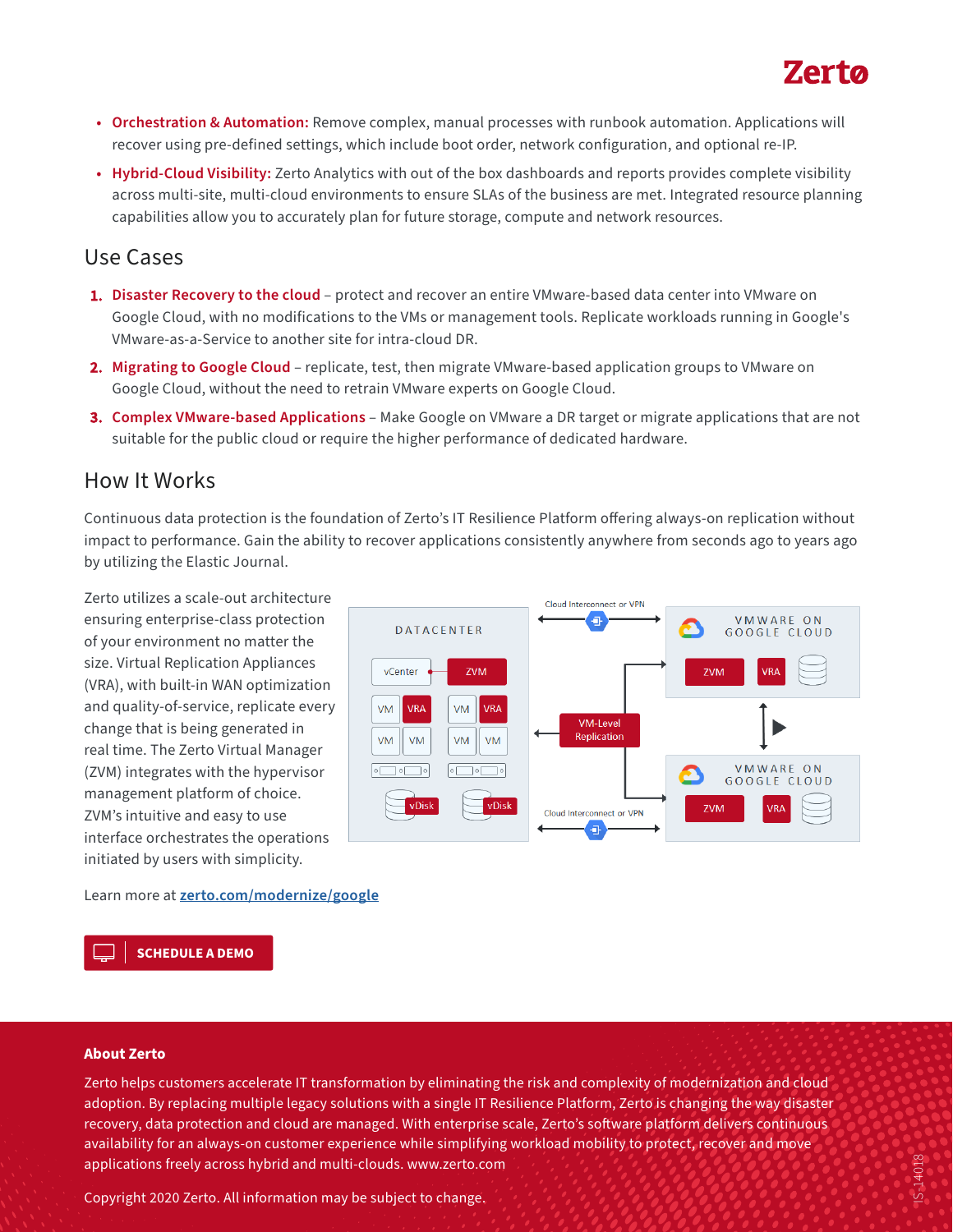- **Orchestration & Automation:** Remove complex, manual processes with runbook automation. Applications will recover using pre-defined settings, which include boot order, network configuration, and optional re-IP.
- **Hybrid-Cloud Visibility:** Zerto Analytics with out of the box dashboards and reports provides complete visibility across multi-site, multi-cloud environments to ensure SLAs of the business are met. Integrated resource planning capabilities allow you to accurately plan for future storage, compute and network resources.

## Use Cases

1. **Disaster Recovery to the cloud** – protect and recover an entire VMware-based data center into VMware on Google Cloud, with no modifications to the VMs or management tools. Replicate workloads running in Google's VMware-as-a-Service to another site for intra-cloud DR.
2. **Migrating to Google Cloud** – replicate, test, then migrate VMware-based application groups to VMware on Google Cloud, without the need to retrain VMware experts on Google Cloud.
3. **Complex VMware-based Applications** – Make Google on VMware a DR target or migrate applications that are not suitable for the public cloud or require the higher performance of dedicated hardware.

## How It Works

Continuous data protection is the foundation of Zerto's IT Resilience Platform offering always-on replication without impact to performance. Gain the ability to recover applications consistently anywhere from seconds ago to years ago by utilizing the Elastic Journal.

Zerto utilizes a scale-out architecture ensuring enterprise-class protection of your environment no matter the size. Virtual Replication Appliances (VRA), with built-in WAN optimization and quality-of-service, replicate every change that is being generated in real time. The Zerto Virtual Manager (ZVM) integrates with the hypervisor management platform of choice. ZVM's intuitive and easy to use interface orchestrates the operations initiated by users with simplicity.

DATACENTER
vCenter
ZVM
VM
VRA
vDisk
Cloud Interconnect or VPN
VM-Level Replication
VMWARE ON GOOGLE CLOUD
ZVM
VRA

Learn more at [zerto.com/modernize/google](zerto.com/modernize/google)

SCHEDULE A DEMO

### About Zerto

Zerto helps customers accelerate IT transformation by eliminating the risk and complexity of modernization and cloud adoption. By replacing multiple legacy solutions with a single IT Resilience Platform, Zerto is changing the way disaster recovery, data protection and cloud are managed. With enterprise scale, Zerto's software platform delivers continuous availability for an always-on customer experience while simplifying workload mobility to protect, recover and move applications freely across hybrid and multi-clouds. www.zerto.com

Copyright 2020 Zerto. All information may be subject to change.